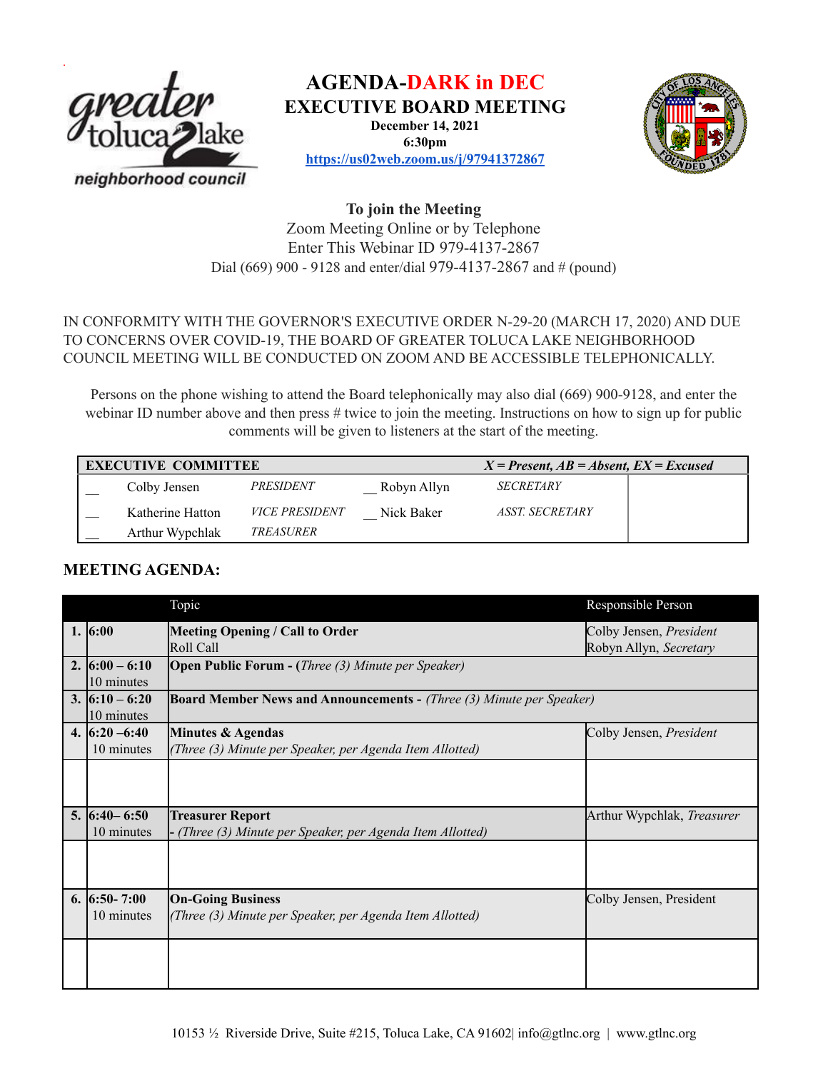# AGENDA-DARK in DEC

## EXECUTIVE BOARD MEETING

**December 14, 2021**
**6:30pm**
**https://us02web.zoom.us/j/97941372867**

**To join the Meeting**
Zoom Meeting Online or by Telephone
Enter This Webinar ID 979-4137-2867
Dial (669) 900 - 9128 and enter/dial 979-4137-2867 and # (pound)

IN CONFORMITY WITH THE GOVERNOR'S EXECUTIVE ORDER N-29-20 (MARCH 17, 2020) AND DUE TO CONCERNS OVER COVID-19, THE BOARD OF GREATER TOLUCA LAKE NEIGHBORHOOD COUNCIL MEETING WILL BE CONDUCTED ON ZOOM AND BE ACCESSIBLE TELEPHONICALLY.

Persons on the phone wishing to attend the Board telephonically may also dial (669) 900-9128, and enter the webinar ID number above and then press # twice to join the meeting. Instructions on how to sign up for public comments will be given to listeners at the start of the meeting.

| **EXECUTIVE COMMITTEE** | | | | | ***X = Present, AB = Absent, EX = Excused*** |
|---|---|---|---|---|---|
| __ | Colby Jensen | *PRESIDENT* | __ Robyn Allyn | *SECRETARY* | |
| __ | Katherine Hatton | *VICE PRESIDENT* | __ Nick Baker | *ASST. SECRETARY* | |
| __ | Arthur Wypchlak | *TREASURER* | | | |

## MEETING AGENDA:

| | | Topic | Responsible Person |
|---|---|---|---|
| 1. | **6:00** | **Meeting Opening / Call to Order**<br>Roll Call | Colby Jensen, *President*<br>Robyn Allyn, *Secretary* |
| 2. | **6:00 – 6:10**<br>10 minutes | **Open Public Forum - (***Three (3) Minute per Speaker)* | |
| 3. | **6:10 – 6:20**<br>10 minutes | **Board Member News and Announcements -** *(Three (3) Minute per Speaker)* | |
| 4. | **6:20 –6:40**<br>10 minutes | **Minutes & Agendas**<br>*(Three (3) Minute per Speaker, per Agenda Item Allotted)* | Colby Jensen, *President* |
| | | | |
| 5. | **6:40– 6:50**<br>10 minutes | **Treasurer Report**<br>**-** *(Three (3) Minute per Speaker, per Agenda Item Allotted)* | Arthur Wypchlak, *Treasurer* |
| | | | |
| 6. | **6:50- 7:00**<br>10 minutes | **On-Going Business**<br>*(Three (3) Minute per Speaker, per Agenda Item Allotted)* | Colby Jensen, President |
| | | | |

10153 ½ Riverside Drive, Suite #215, Toluca Lake, CA 91602| info@gtlnc.org | www.gtlnc.org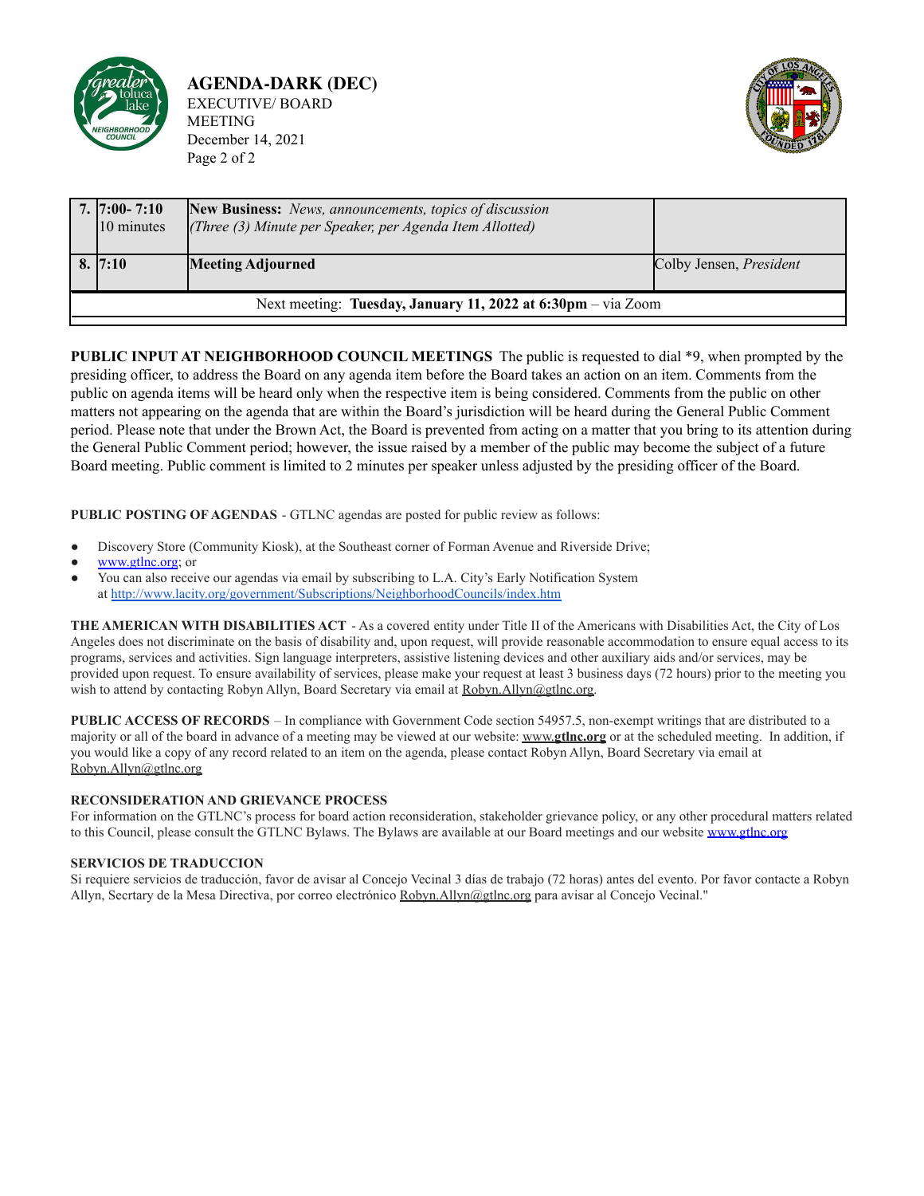**AGENDA-DARK (DEC)**
EXECUTIVE/ BOARD MEETING
December 14, 2021

| | | | |
|---|---|---|---|
| **7.** | 7:00- 7:10<br>10 minutes | **New Business:** *News, announcements, topics of discussion*<br>*(Three (3) Minute per Speaker, per Agenda Item Allotted)* | |
| **8.** | **7:10** | **Meeting Adjourned** | Colby Jensen, *President* |
| Next meeting: **Tuesday, January 11, 2022 at 6:30pm** – via Zoom | | | |

**PUBLIC INPUT AT NEIGHBORHOOD COUNCIL MEETINGS** The public is requested to dial *9, when prompted by the presiding officer, to address the Board on any agenda item before the Board takes an action on an item. Comments from the public on agenda items will be heard only when the respective item is being considered. Comments from the public on other matters not appearing on the agenda that are within the Board's jurisdiction will be heard during the General Public Comment period. Please note that under the Brown Act, the Board is prevented from acting on a matter that you bring to its attention during the General Public Comment period; however, the issue raised by a member of the public may become the subject of a future Board meeting. Public comment is limited to 2 minutes per speaker unless adjusted by the presiding officer of the Board.

**PUBLIC POSTING OF AGENDAS** - GTLNC agendas are posted for public review as follows:

- Discovery Store (Community Kiosk), at the Southeast corner of Forman Avenue and Riverside Drive;
- www.gtlnc.org; or
- You can also receive our agendas via email by subscribing to L.A. City's Early Notification System at http://www.lacity.org/government/Subscriptions/NeighborhoodCouncils/index.htm

**THE AMERICAN WITH DISABILITIES ACT** - As a covered entity under Title II of the Americans with Disabilities Act, the City of Los Angeles does not discriminate on the basis of disability and, upon request, will provide reasonable accommodation to ensure equal access to its programs, services and activities. Sign language interpreters, assistive listening devices and other auxiliary aids and/or services, may be provided upon request. To ensure availability of services, please make your request at least 3 business days (72 hours) prior to the meeting you wish to attend by contacting Robyn Allyn, Board Secretary via email at Robyn.Allyn@gtlnc.org.

**PUBLIC ACCESS OF RECORDS** – In compliance with Government Code section 54957.5, non-exempt writings that are distributed to a majority or all of the board in advance of a meeting may be viewed at our website: www.**gtlnc.org** or at the scheduled meeting. In addition, if you would like a copy of any record related to an item on the agenda, please contact Robyn Allyn, Board Secretary via email at Robyn.Allyn@gtlnc.org

**RECONSIDERATION AND GRIEVANCE PROCESS**
For information on the GTLNC's process for board action reconsideration, stakeholder grievance policy, or any other procedural matters related to this Council, please consult the GTLNC Bylaws. The Bylaws are available at our Board meetings and our website www.gtlnc.org

**SERVICIOS DE TRADUCCION**
Si requiere servicios de traducción, favor de avisar al Concejo Vecinal 3 días de trabajo (72 horas) antes del evento. Por favor contacte a Robyn Allyn, Secrtary de la Mesa Directiva, por correo electrónico Robyn.Allyn@gtlnc.org para avisar al Concejo Vecinal."